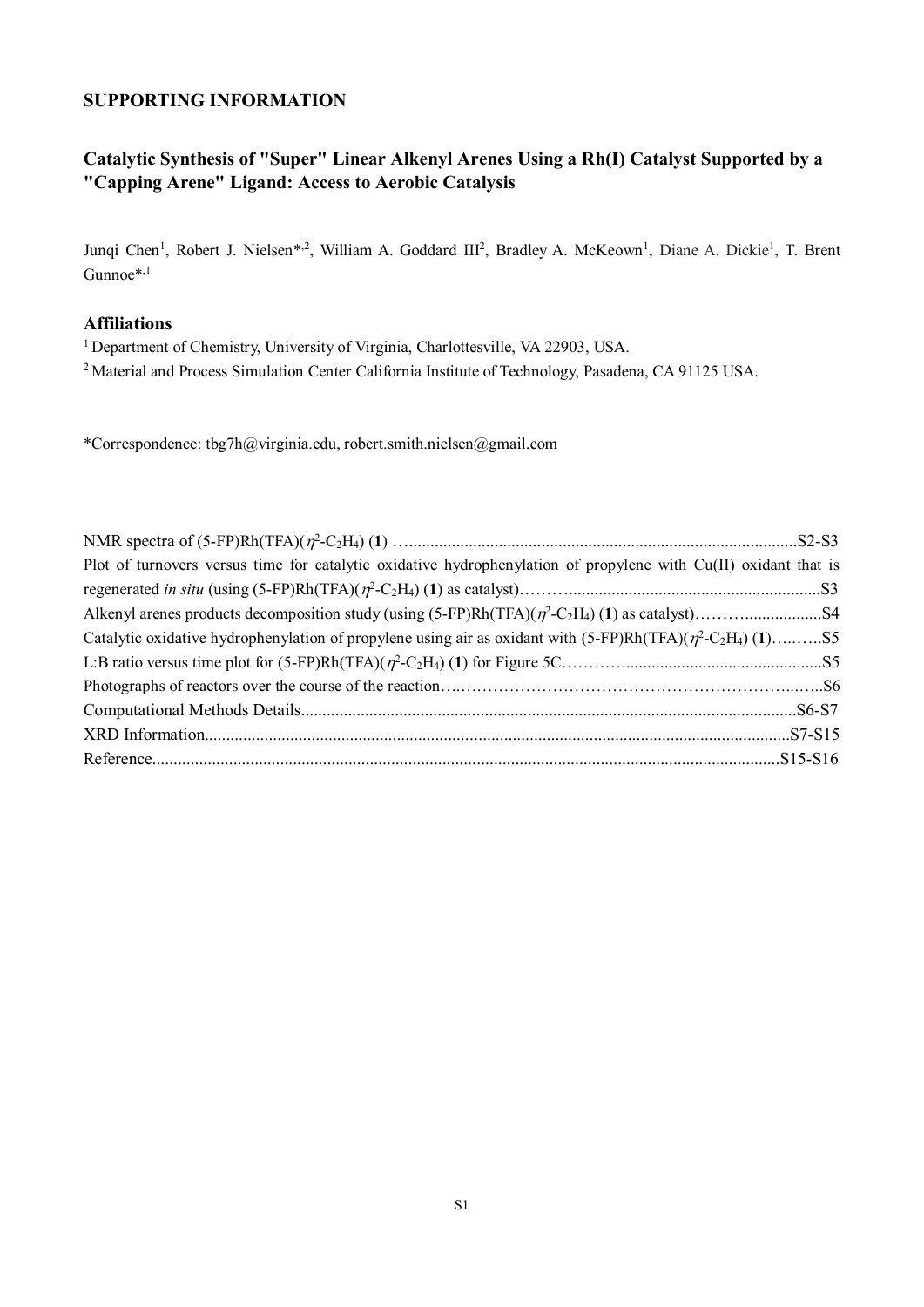**SUPPORTING INFORMATION**

## Catalytic Synthesis of "Super" Linear Alkenyl Arenes Using a Rh(I) Catalyst Supported by a "Capping Arene" Ligand: Access to Aerobic Catalysis

Junqi Chen[1], Robert J. Nielsen*[,2], William A. Goddard III[2], Bradley A. McKeown[1], Diane A. Dickie[1], T. Brent Gunnoe*[,1]

### Affiliations

[1] Department of Chemistry, University of Virginia, Charlottesville, VA 22903, USA.

[2] Material and Process Simulation Center California Institute of Technology, Pasadena, CA 91125 USA.

*Correspondence: tbg7h@virginia.edu, robert.smith.nielsen@gmail.com

NMR spectra of (5-FP)Rh(TFA)($\eta^2$-$C_2H_4$) (**1**) ........................................S2-S3

Plot of turnovers versus time for catalytic oxidative hydrophenylation of propylene with Cu(II) oxidant that is regenerated *in situ* (using (5-FP)Rh(TFA)($\eta^2$-$C_2H_4$) (**1**) as catalyst)........................................S3

Alkenyl arenes products decomposition study (using (5-FP)Rh(TFA)($\eta^2$-$C_2H_4$) (**1**) as catalyst)........................................S4

Catalytic oxidative hydrophenylation of propylene using air as oxidant with (5-FP)Rh(TFA)($\eta^2$-$C_2H_4$) (**1**)........................................S5

L:B ratio versus time plot for (5-FP)Rh(TFA)($\eta^2$-$C_2H_4$) (**1**) for Figure 5C........................................S5

Photographs of reactors over the course of the reaction........................................S6

Computational Methods Details........................................S6-S7

XRD Information........................................S7-S15

Reference........................................S15-S16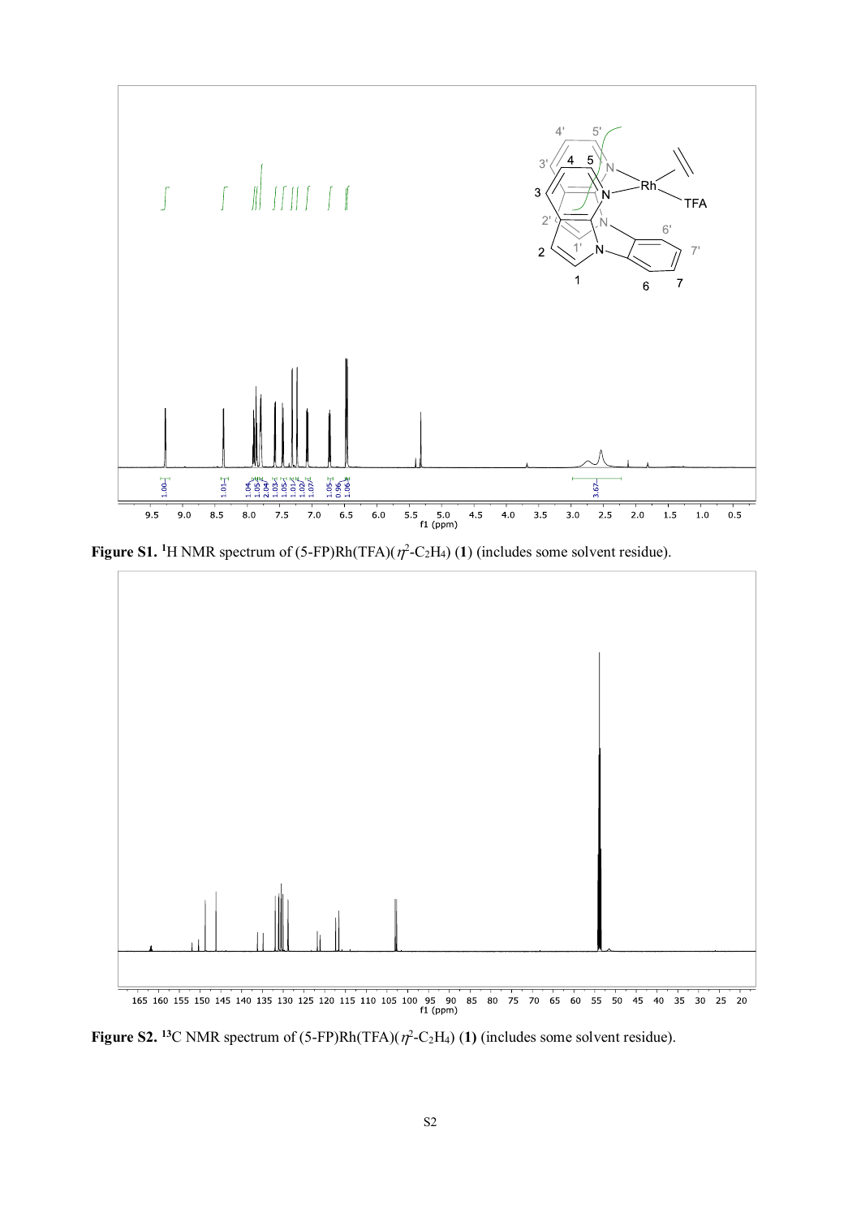**Figure S1.** $^{1}H$ NMR spectrum of (5-FP)Rh(TFA)($\eta^2$-$C_2H_4$) (**1**) (includes some solvent residue).

**Figure S2.** $^{13}C$ NMR spectrum of (5-FP)Rh(TFA)($\eta^2$-$C_2H_4$) (**1**) (includes some solvent residue).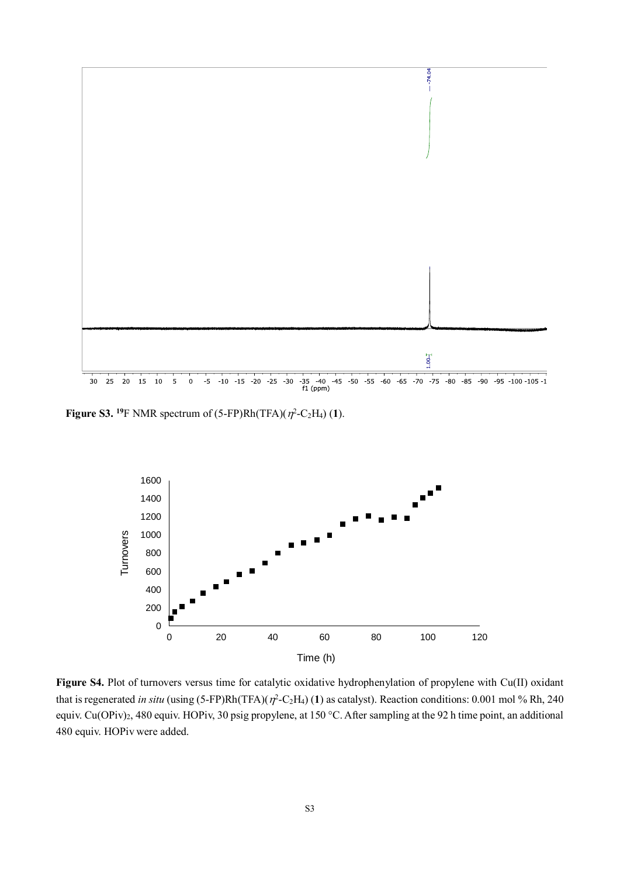**Figure S3.** [19]F NMR spectrum of (5-FP)Rh(TFA)($\eta^2$-$C_2H_4$) (**1**).

**Figure S4.** Plot of turnovers versus time for catalytic oxidative hydrophenylation of propylene with Cu(II) oxidant that is regenerated *in situ* (using (5-FP)Rh(TFA)($\eta^2$-$C_2H_4$) (**1**) as catalyst). Reaction conditions: 0.001 mol % Rh, 240 equiv. $Cu(OPiv)_2$, 480 equiv. HOPiv, 30 psig propylene, at 150 °C. After sampling at the 92 h time point, an additional 480 equiv. HOPiv were added.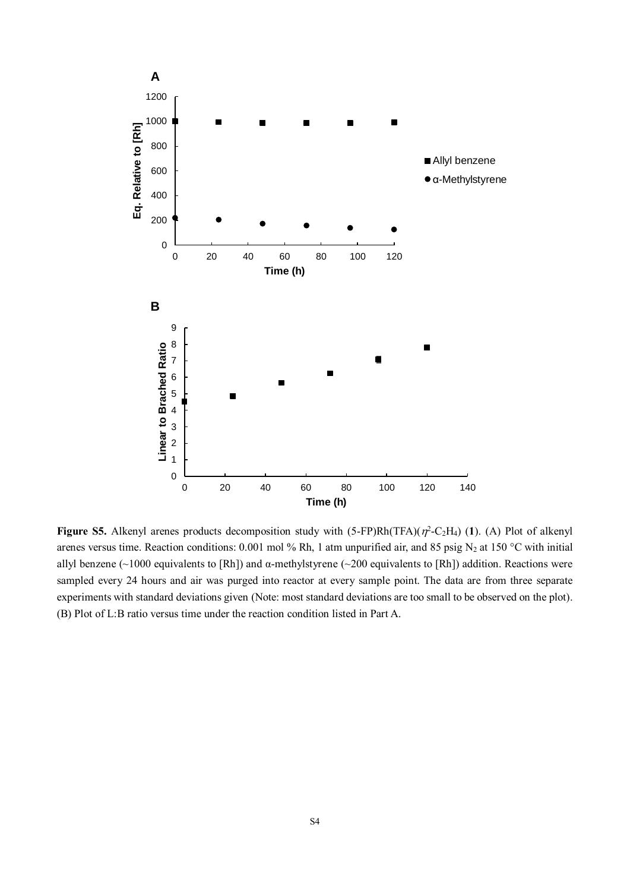**Figure S5.** Alkenyl arenes products decomposition study with (5-FP)Rh(TFA)($\eta^2$-$C_2H_4$) (**1**). (A) Plot of alkenyl arenes versus time. Reaction conditions: 0.001 mol % Rh, 1 atm unpurified air, and 85 psig $N_2$ at 150 °C with initial allyl benzene (~1000 equivalents to [Rh]) and α-methylstyrene (~200 equivalents to [Rh]) addition. Reactions were sampled every 24 hours and air was purged into reactor at every sample point. The data are from three separate experiments with standard deviations given (Note: most standard deviations are too small to be observed on the plot). (B) Plot of L:B ratio versus time under the reaction condition listed in Part A.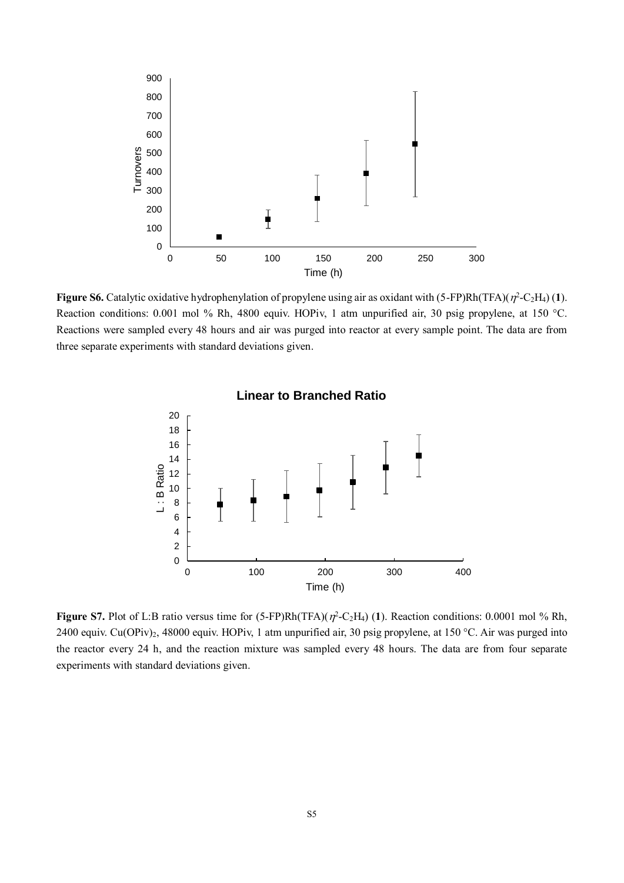**Figure S6.** Catalytic oxidative hydrophenylation of propylene using air as oxidant with (5-FP)Rh(TFA)($\eta^2$-$C_2H_4$) (**1**). Reaction conditions: 0.001 mol % Rh, 4800 equiv. HOPiv, 1 atm unpurified air, 30 psig propylene, at 150 °C. Reactions were sampled every 48 hours and air was purged into reactor at every sample point. The data are from three separate experiments with standard deviations given.

**Figure S7.** Plot of L:B ratio versus time for (5-FP)Rh(TFA)($\eta^2$-$C_2H_4$) (**1**). Reaction conditions: 0.0001 mol % Rh, 2400 equiv. $Cu(OPiv)_2$, 48000 equiv. HOPiv, 1 atm unpurified air, 30 psig propylene, at 150 °C. Air was purged into the reactor every 24 h, and the reaction mixture was sampled every 48 hours. The data are from four separate experiments with standard deviations given.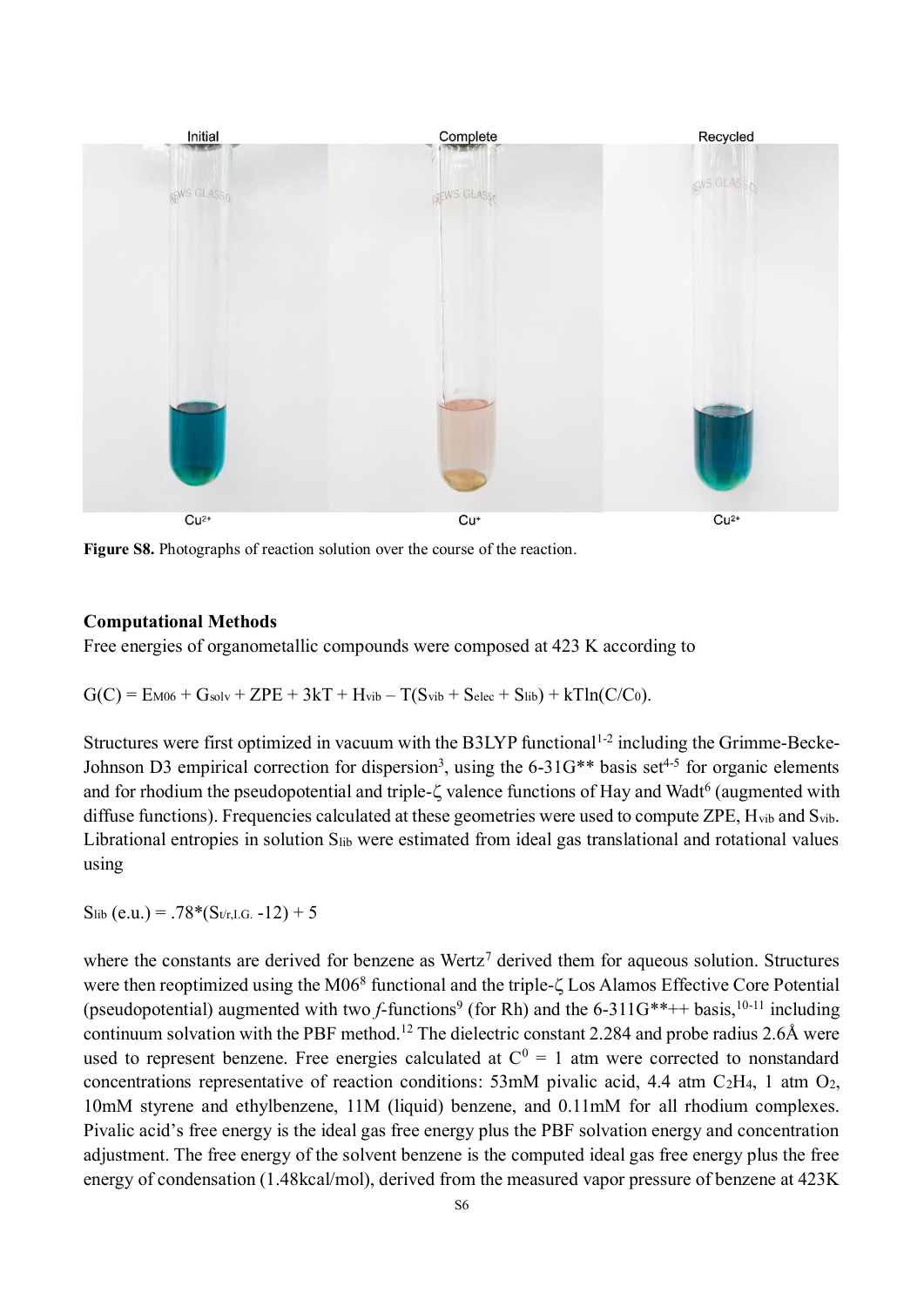Initial Complete Recycled

$Cu^{2+}$ $Cu^{+}$ $Cu^{2+}$

**Figure S8.** Photographs of reaction solution over the course of the reaction.

**Computational Methods**

Free energies of organometallic compounds were composed at 423 K according to

$$G(C) = E_{M06} + G_{solv} + ZPE + 3kT + H_{vib} - T(S_{vib} + S_{elec} + S_{lib}) + kT\ln(C/C_0).$$

Structures were first optimized in vacuum with the B3LYP functional[1-2] including the Grimme-Becke-Johnson D3 empirical correction for dispersion[3], using the 6-31G** basis set[4-5] for organic elements and for rhodium the pseudopotential and triple-$\zeta$ valence functions of Hay and Wadt[6] (augmented with diffuse functions). Frequencies calculated at these geometries were used to compute ZPE, $H_{vib}$ and $S_{vib}$. Librational entropies in solution $S_{lib}$ were estimated from ideal gas translational and rotational values using

$$S_{lib}\ (\text{e.u.}) = .78*(S_{t/r,I.G.} - 12) + 5$$

where the constants are derived for benzene as Wertz[7] derived them for aqueous solution. Structures were then reoptimized using the M06[8] functional and the triple-$\zeta$ Los Alamos Effective Core Potential (pseudopotential) augmented with two *f*-functions[9] (for Rh) and the 6-311G**++ basis,[10-11] including continuum solvation with the PBF method.[12] The dielectric constant 2.284 and probe radius 2.6Å were used to represent benzene. Free energies calculated at $C^0$ = 1 atm were corrected to nonstandard concentrations representative of reaction conditions: 53mM pivalic acid, 4.4 atm $C_2H_4$, 1 atm $O_2$, 10mM styrene and ethylbenzene, 11M (liquid) benzene, and 0.11mM for all rhodium complexes. Pivalic acid's free energy is the ideal gas free energy plus the PBF solvation energy and concentration adjustment. The free energy of the solvent benzene is the computed ideal gas free energy plus the free energy of condensation (1.48kcal/mol), derived from the measured vapor pressure of benzene at 423K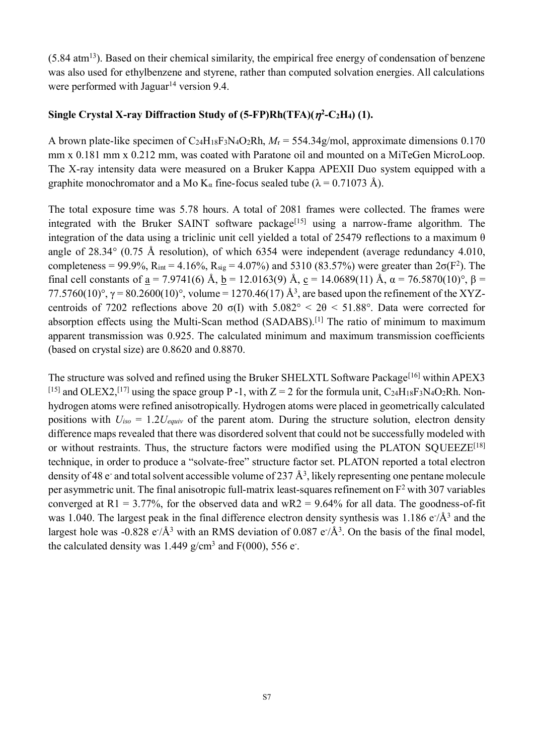(5.84 atm[13]). Based on their chemical similarity, the empirical free energy of condensation of benzene was also used for ethylbenzene and styrene, rather than computed solvation energies. All calculations were performed with Jaguar[14] version 9.4.

**Single Crystal X-ray Diffraction Study of (5-FP)Rh(TFA)($\eta^2$-$C_2H_4$) (1).**

A brown plate-like specimen of $C_{24}H_{18}F_3N_4O_2Rh$, $M_r$ = 554.34g/mol, approximate dimensions 0.170 mm x 0.181 mm x 0.212 mm, was coated with Paratone oil and mounted on a MiTeGen MicroLoop. The X-ray intensity data were measured on a Bruker Kappa APEXII Duo system equipped with a graphite monochromator and a Mo $K_\alpha$ fine-focus sealed tube ($\lambda$ = 0.71073 Å).

The total exposure time was 5.78 hours. A total of 2081 frames were collected. The frames were integrated with the Bruker SAINT software package[15] using a narrow-frame algorithm. The integration of the data using a triclinic unit cell yielded a total of 25479 reflections to a maximum $\theta$ angle of 28.34° (0.75 Å resolution), of which 6354 were independent (average redundancy 4.010, completeness = 99.9%, $R_{int}$ = 4.16%, $R_{sig}$ = 4.07%) and 5310 (83.57%) were greater than $2\sigma(F^2)$. The final cell constants of a = 7.9741(6) Å, b = 12.0163(9) Å, c = 14.0689(11) Å, $\alpha$ = 76.5870(10)°, $\beta$ = 77.5760(10)°, $\gamma$ = 80.2600(10)°, volume = 1270.46(17) Å$^3$, are based upon the refinement of the XYZ-centroids of 7202 reflections above 20 $\sigma$(I) with 5.082° < 2$\theta$ < 51.88°. Data were corrected for absorption effects using the Multi-Scan method (SADABS).[1] The ratio of minimum to maximum apparent transmission was 0.925. The calculated minimum and maximum transmission coefficients (based on crystal size) are 0.8620 and 0.8870.

The structure was solved and refined using the Bruker SHELXTL Software Package[16] within APEX3 [15] and OLEX2,[17] using the space group P -1, with Z = 2 for the formula unit, $C_{24}H_{18}F_3N_4O_2Rh$. Non-hydrogen atoms were refined anisotropically. Hydrogen atoms were placed in geometrically calculated positions with $U_{iso} = 1.2U_{equiv}$ of the parent atom. During the structure solution, electron density difference maps revealed that there was disordered solvent that could not be successfully modeled with or without restraints. Thus, the structure factors were modified using the PLATON SQUEEZE[18] technique, in order to produce a "solvate-free" structure factor set. PLATON reported a total electron density of 48 e$^-$ and total solvent accessible volume of 237 Å$^3$, likely representing one pentane molecule per asymmetric unit. The final anisotropic full-matrix least-squares refinement on $F^2$ with 307 variables converged at R1 = 3.77%, for the observed data and wR2 = 9.64% for all data. The goodness-of-fit was 1.040. The largest peak in the final difference electron density synthesis was 1.186 e$^-$/Å$^3$ and the largest hole was -0.828 e$^-$/Å$^3$ with an RMS deviation of 0.087 e$^-$/Å$^3$. On the basis of the final model, the calculated density was 1.449 g/cm$^3$ and F(000), 556 e$^-$.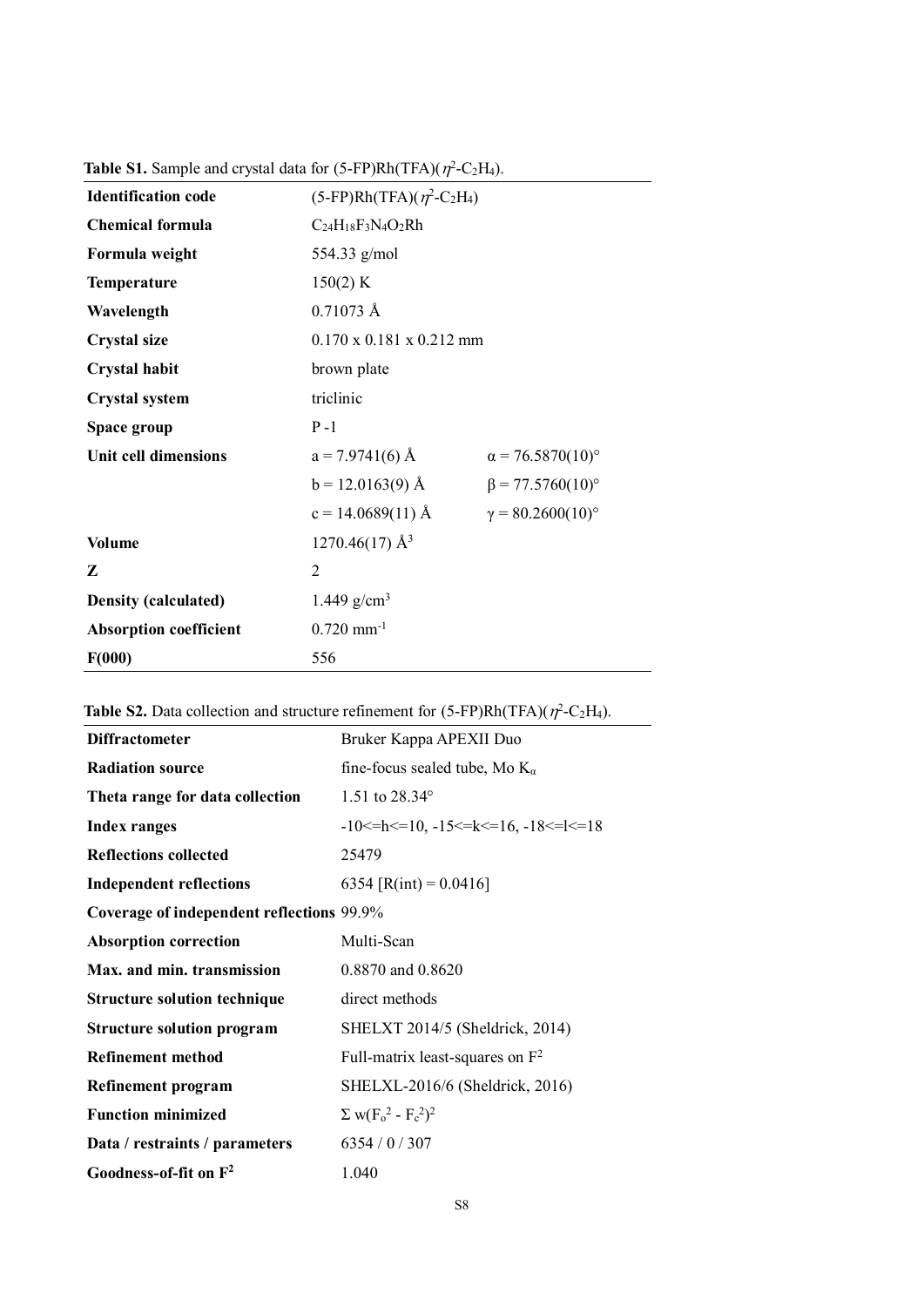**Table S1.** Sample and crystal data for (5-FP)Rh(TFA)($\eta^2$-$C_2H_4$).

| | | |
|---|---|---|
| **Identification code** | (5-FP)Rh(TFA)($\eta^2$-$C_2H_4$) | |
| **Chemical formula** | $C_{24}H_{18}F_3N_4O_2Rh$ | |
| **Formula weight** | 554.33 g/mol | |
| **Temperature** | 150(2) K | |
| **Wavelength** | 0.71073 Å | |
| **Crystal size** | 0.170 x 0.181 x 0.212 mm | |
| **Crystal habit** | brown plate | |
| **Crystal system** | triclinic | |
| **Space group** | P -1 | |
| **Unit cell dimensions** | a = 7.9741(6) Å | α = 76.5870(10)° |
| | b = 12.0163(9) Å | β = 77.5760(10)° |
| | c = 14.0689(11) Å | γ = 80.2600(10)° |
| **Volume** | 1270.46(17) Å$^3$ | |
| **Z** | 2 | |
| **Density (calculated)** | 1.449 g/cm$^3$ | |
| **Absorption coefficient** | 0.720 mm$^{-1}$ | |
| **F(000)** | 556 | |

**Table S2.** Data collection and structure refinement for (5-FP)Rh(TFA)($\eta^2$-$C_2H_4$).

| | |
|---|---|
| **Diffractometer** | Bruker Kappa APEXII Duo |
| **Radiation source** | fine-focus sealed tube, Mo $K_\alpha$ |
| **Theta range for data collection** | 1.51 to 28.34° |
| **Index ranges** | -10<=h<=10, -15<=k<=16, -18<=l<=18 |
| **Reflections collected** | 25479 |
| **Independent reflections** | 6354 [R(int) = 0.0416] |
| **Coverage of independent reflections** | 99.9% |
| **Absorption correction** | Multi-Scan |
| **Max. and min. transmission** | 0.8870 and 0.8620 |
| **Structure solution technique** | direct methods |
| **Structure solution program** | SHELXT 2014/5 (Sheldrick, 2014) |
| **Refinement method** | Full-matrix least-squares on $F^2$ |
| **Refinement program** | SHELXL-2016/6 (Sheldrick, 2016) |
| **Function minimized** | $\Sigma$ w($F_o^2$ - $F_c^2$)$^2$ |
| **Data / restraints / parameters** | 6354 / 0 / 307 |
| **Goodness-of-fit on $F^2$** | 1.040 |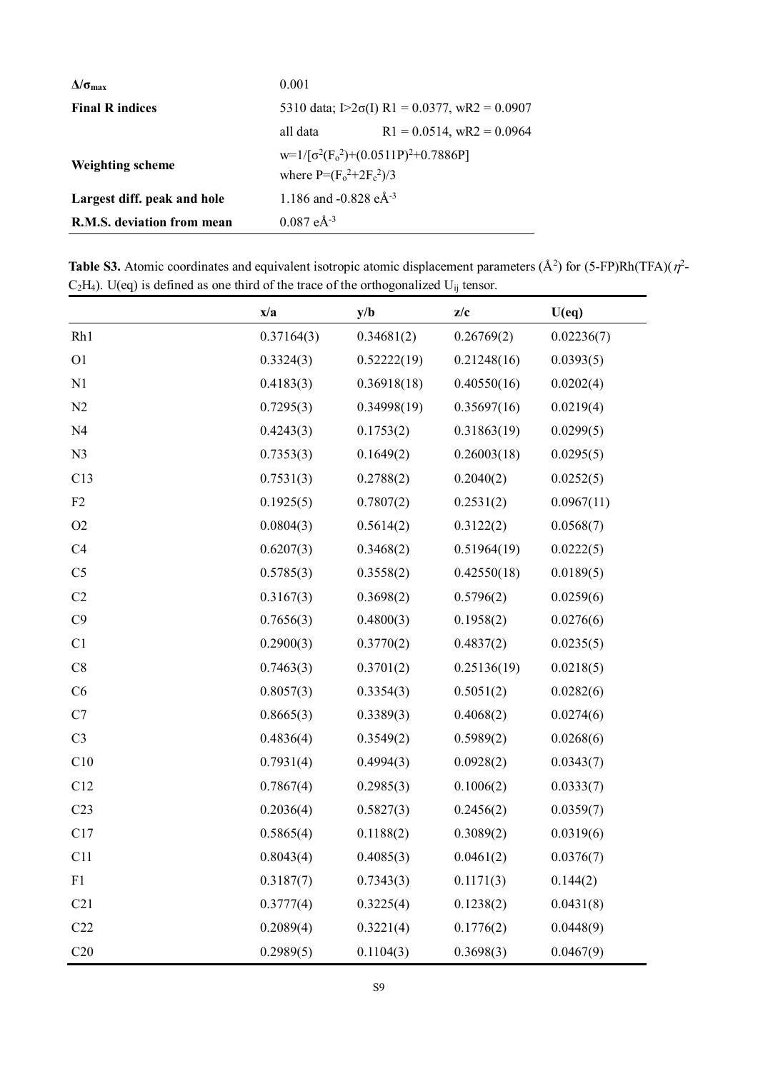| | |
|---|---|
| **$\Delta/\sigma_{max}$** | 0.001 |
| **Final R indices** | 5310 data; $I>2\sigma(I)$ R1 = 0.0377, wR2 = 0.0907 |
| | all data R1 = 0.0514, wR2 = 0.0964 |
| **Weighting scheme** | $w=1/[\sigma^2(F_o^2)+(0.0511P)^2+0.7886P]$ where $P=(F_o^2+2F_c^2)/3$ |
| **Largest diff. peak and hole** | 1.186 and -0.828 eÅ$^{-3}$ |
| **R.M.S. deviation from mean** | 0.087 eÅ$^{-3}$ |

**Table S3.** Atomic coordinates and equivalent isotropic atomic displacement parameters (Å$^2$) for (5-FP)Rh(TFA)($\eta^2$-$C_2H_4$). U(eq) is defined as one third of the trace of the orthogonalized $U_{ij}$ tensor.

| | x/a | y/b | z/c | U(eq) |
|---|---|---|---|---|
| Rh1 | 0.37164(3) | 0.34681(2) | 0.26769(2) | 0.02236(7) |
| O1 | 0.3324(3) | 0.52222(19) | 0.21248(16) | 0.0393(5) |
| N1 | 0.4183(3) | 0.36918(18) | 0.40550(16) | 0.0202(4) |
| N2 | 0.7295(3) | 0.34998(19) | 0.35697(16) | 0.0219(4) |
| N4 | 0.4243(3) | 0.1753(2) | 0.31863(19) | 0.0299(5) |
| N3 | 0.7353(3) | 0.1649(2) | 0.26003(18) | 0.0295(5) |
| C13 | 0.7531(3) | 0.2788(2) | 0.2040(2) | 0.0252(5) |
| F2 | 0.1925(5) | 0.7807(2) | 0.2531(2) | 0.0967(11) |
| O2 | 0.0804(3) | 0.5614(2) | 0.3122(2) | 0.0568(7) |
| C4 | 0.6207(3) | 0.3468(2) | 0.51964(19) | 0.0222(5) |
| C5 | 0.5785(3) | 0.3558(2) | 0.42550(18) | 0.0189(5) |
| C2 | 0.3167(3) | 0.3698(2) | 0.5796(2) | 0.0259(6) |
| C9 | 0.7656(3) | 0.4800(3) | 0.1958(2) | 0.0276(6) |
| C1 | 0.2900(3) | 0.3770(2) | 0.4837(2) | 0.0235(5) |
| C8 | 0.7463(3) | 0.3701(2) | 0.25136(19) | 0.0218(5) |
| C6 | 0.8057(3) | 0.3354(3) | 0.5051(2) | 0.0282(6) |
| C7 | 0.8665(3) | 0.3389(3) | 0.4068(2) | 0.0274(6) |
| C3 | 0.4836(4) | 0.3549(2) | 0.5989(2) | 0.0268(6) |
| C10 | 0.7931(4) | 0.4994(3) | 0.0928(2) | 0.0343(7) |
| C12 | 0.7867(4) | 0.2985(3) | 0.1006(2) | 0.0333(7) |
| C23 | 0.2036(4) | 0.5827(3) | 0.2456(2) | 0.0359(7) |
| C17 | 0.5865(4) | 0.1188(2) | 0.3089(2) | 0.0319(6) |
| C11 | 0.8043(4) | 0.4085(3) | 0.0461(2) | 0.0376(7) |
| F1 | 0.3187(7) | 0.7343(3) | 0.1171(3) | 0.144(2) |
| C21 | 0.3777(4) | 0.3225(4) | 0.1238(2) | 0.0431(8) |
| C22 | 0.2089(4) | 0.3221(4) | 0.1776(2) | 0.0448(9) |
| C20 | 0.2989(5) | 0.1104(3) | 0.3698(3) | 0.0467(9) |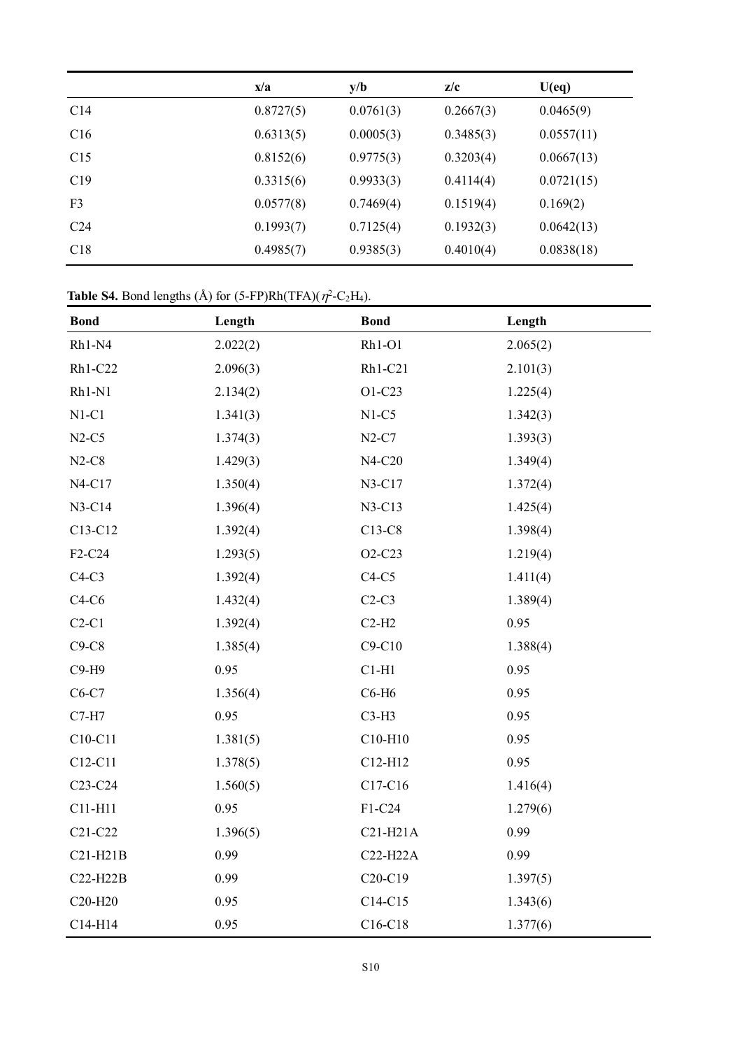| | x/a | y/b | z/c | U(eq) |
|---|---|---|---|---|
| C14 | 0.8727(5) | 0.0761(3) | 0.2667(3) | 0.0465(9) |
| C16 | 0.6313(5) | 0.0005(3) | 0.3485(3) | 0.0557(11) |
| C15 | 0.8152(6) | 0.9775(3) | 0.3203(4) | 0.0667(13) |
| C19 | 0.3315(6) | 0.9933(3) | 0.4114(4) | 0.0721(15) |
| F3 | 0.0577(8) | 0.7469(4) | 0.1519(4) | 0.169(2) |
| C24 | 0.1993(7) | 0.7125(4) | 0.1932(3) | 0.0642(13) |
| C18 | 0.4985(7) | 0.9385(3) | 0.4010(4) | 0.0838(18) |

**Table S4.** Bond lengths (Å) for (5-FP)Rh(TFA)($\eta^2$-$C_2H_4$).

| Bond | Length | Bond | Length |
|---|---|---|---|
| Rh1-N4 | 2.022(2) | Rh1-O1 | 2.065(2) |
| Rh1-C22 | 2.096(3) | Rh1-C21 | 2.101(3) |
| Rh1-N1 | 2.134(2) | O1-C23 | 1.225(4) |
| N1-C1 | 1.341(3) | N1-C5 | 1.342(3) |
| N2-C5 | 1.374(3) | N2-C7 | 1.393(3) |
| N2-C8 | 1.429(3) | N4-C20 | 1.349(4) |
| N4-C17 | 1.350(4) | N3-C17 | 1.372(4) |
| N3-C14 | 1.396(4) | N3-C13 | 1.425(4) |
| C13-C12 | 1.392(4) | C13-C8 | 1.398(4) |
| F2-C24 | 1.293(5) | O2-C23 | 1.219(4) |
| C4-C3 | 1.392(4) | C4-C5 | 1.411(4) |
| C4-C6 | 1.432(4) | C2-C3 | 1.389(4) |
| C2-C1 | 1.392(4) | C2-H2 | 0.95 |
| C9-C8 | 1.385(4) | C9-C10 | 1.388(4) |
| C9-H9 | 0.95 | C1-H1 | 0.95 |
| C6-C7 | 1.356(4) | C6-H6 | 0.95 |
| C7-H7 | 0.95 | C3-H3 | 0.95 |
| C10-C11 | 1.381(5) | C10-H10 | 0.95 |
| C12-C11 | 1.378(5) | C12-H12 | 0.95 |
| C23-C24 | 1.560(5) | C17-C16 | 1.416(4) |
| C11-H11 | 0.95 | F1-C24 | 1.279(6) |
| C21-C22 | 1.396(5) | C21-H21A | 0.99 |
| C21-H21B | 0.99 | C22-H22A | 0.99 |
| C22-H22B | 0.99 | C20-C19 | 1.397(5) |
| C20-H20 | 0.95 | C14-C15 | 1.343(6) |
| C14-H14 | 0.95 | C16-C18 | 1.377(6) |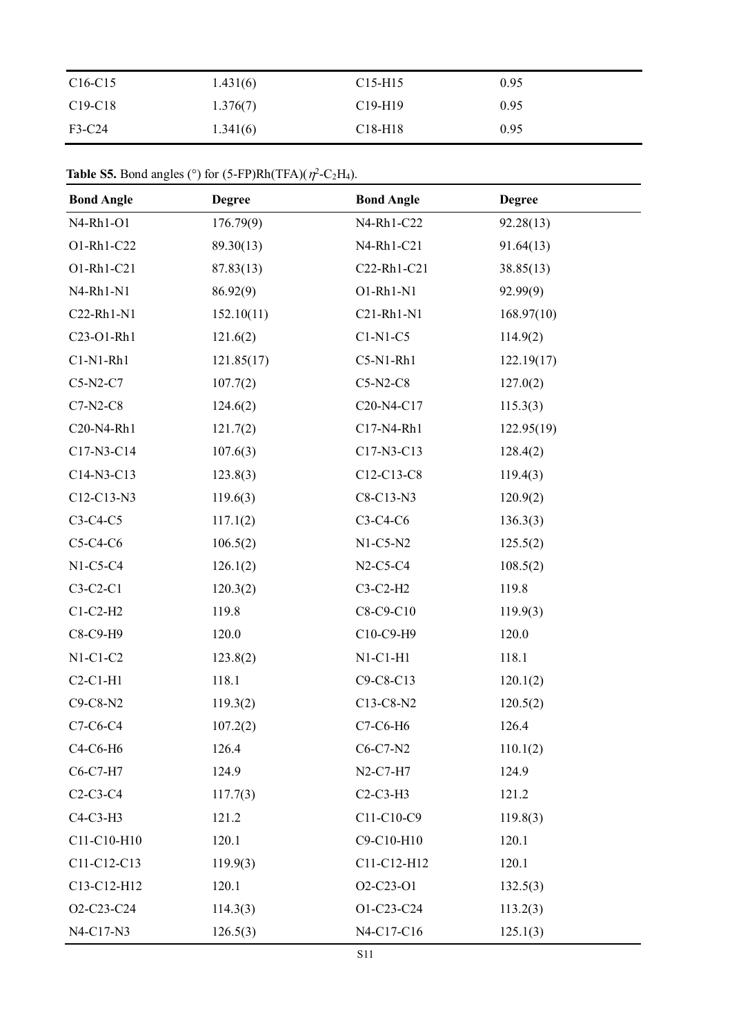| C16-C15 | 1.431(6) | C15-H15 | 0.95 |
|---|---|---|---|
| C19-C18 | 1.376(7) | C19-H19 | 0.95 |
| F3-C24 | 1.341(6) | C18-H18 | 0.95 |

**Table S5.** Bond angles (°) for (5-FP)Rh(TFA)($\eta^2$-$C_2H_4$).

| Bond Angle | Degree | Bond Angle | Degree |
|---|---|---|---|
| N4-Rh1-O1 | 176.79(9) | N4-Rh1-C22 | 92.28(13) |
| O1-Rh1-C22 | 89.30(13) | N4-Rh1-C21 | 91.64(13) |
| O1-Rh1-C21 | 87.83(13) | C22-Rh1-C21 | 38.85(13) |
| N4-Rh1-N1 | 86.92(9) | O1-Rh1-N1 | 92.99(9) |
| C22-Rh1-N1 | 152.10(11) | C21-Rh1-N1 | 168.97(10) |
| C23-O1-Rh1 | 121.6(2) | C1-N1-C5 | 114.9(2) |
| C1-N1-Rh1 | 121.85(17) | C5-N1-Rh1 | 122.19(17) |
| C5-N2-C7 | 107.7(2) | C5-N2-C8 | 127.0(2) |
| C7-N2-C8 | 124.6(2) | C20-N4-C17 | 115.3(3) |
| C20-N4-Rh1 | 121.7(2) | C17-N4-Rh1 | 122.95(19) |
| C17-N3-C14 | 107.6(3) | C17-N3-C13 | 128.4(2) |
| C14-N3-C13 | 123.8(3) | C12-C13-C8 | 119.4(3) |
| C12-C13-N3 | 119.6(3) | C8-C13-N3 | 120.9(2) |
| C3-C4-C5 | 117.1(2) | C3-C4-C6 | 136.3(3) |
| C5-C4-C6 | 106.5(2) | N1-C5-N2 | 125.5(2) |
| N1-C5-C4 | 126.1(2) | N2-C5-C4 | 108.5(2) |
| C3-C2-C1 | 120.3(2) | C3-C2-H2 | 119.8 |
| C1-C2-H2 | 119.8 | C8-C9-C10 | 119.9(3) |
| C8-C9-H9 | 120.0 | C10-C9-H9 | 120.0 |
| N1-C1-C2 | 123.8(2) | N1-C1-H1 | 118.1 |
| C2-C1-H1 | 118.1 | C9-C8-C13 | 120.1(2) |
| C9-C8-N2 | 119.3(2) | C13-C8-N2 | 120.5(2) |
| C7-C6-C4 | 107.2(2) | C7-C6-H6 | 126.4 |
| C4-C6-H6 | 126.4 | C6-C7-N2 | 110.1(2) |
| C6-C7-H7 | 124.9 | N2-C7-H7 | 124.9 |
| C2-C3-C4 | 117.7(3) | C2-C3-H3 | 121.2 |
| C4-C3-H3 | 121.2 | C11-C10-C9 | 119.8(3) |
| C11-C10-H10 | 120.1 | C9-C10-H10 | 120.1 |
| C11-C12-C13 | 119.9(3) | C11-C12-H12 | 120.1 |
| C13-C12-H12 | 120.1 | O2-C23-O1 | 132.5(3) |
| O2-C23-C24 | 114.3(3) | O1-C23-C24 | 113.2(3) |
| N4-C17-N3 | 126.5(3) | N4-C17-C16 | 125.1(3) |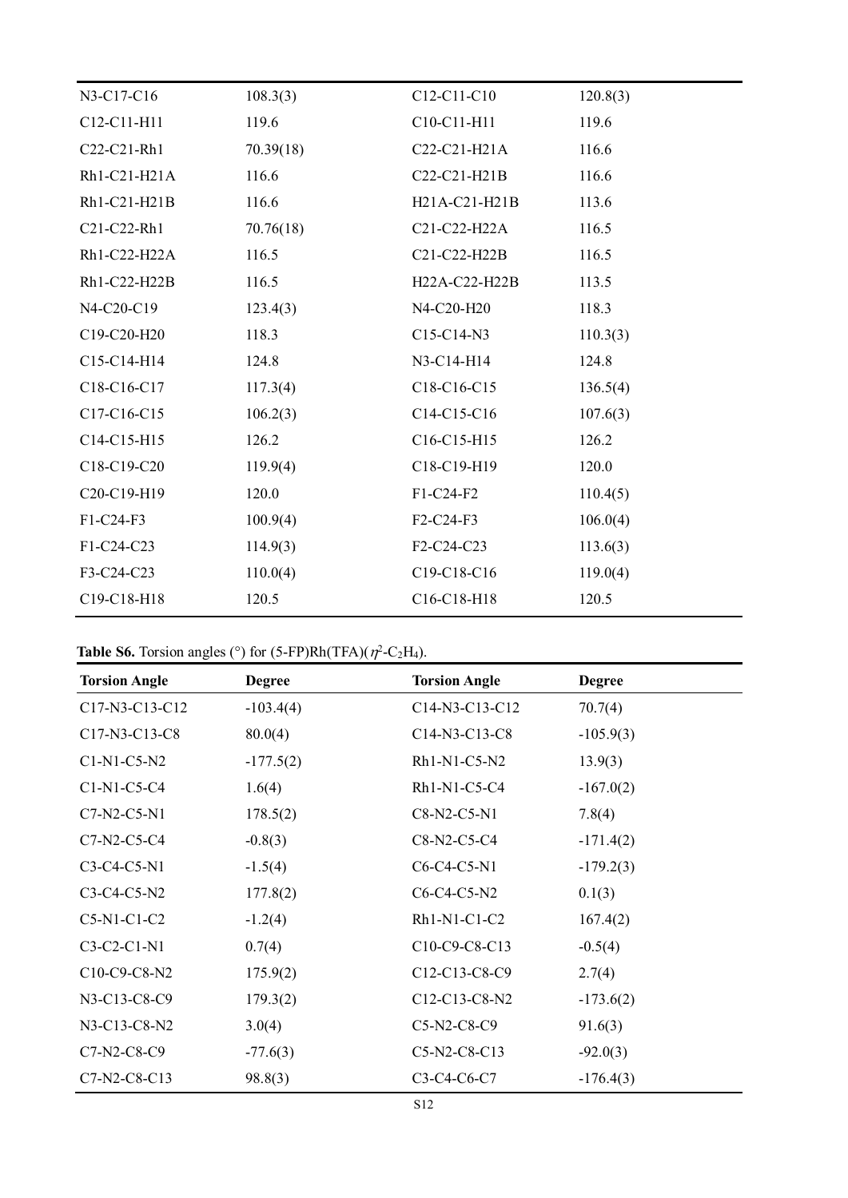| | | | |
|---|---|---|---|
| N3-C17-C16 | 108.3(3) | C12-C11-C10 | 120.8(3) |
| C12-C11-H11 | 119.6 | C10-C11-H11 | 119.6 |
| C22-C21-Rh1 | 70.39(18) | C22-C21-H21A | 116.6 |
| Rh1-C21-H21A | 116.6 | C22-C21-H21B | 116.6 |
| Rh1-C21-H21B | 116.6 | H21A-C21-H21B | 113.6 |
| C21-C22-Rh1 | 70.76(18) | C21-C22-H22A | 116.5 |
| Rh1-C22-H22A | 116.5 | C21-C22-H22B | 116.5 |
| Rh1-C22-H22B | 116.5 | H22A-C22-H22B | 113.5 |
| N4-C20-C19 | 123.4(3) | N4-C20-H20 | 118.3 |
| C19-C20-H20 | 118.3 | C15-C14-N3 | 110.3(3) |
| C15-C14-H14 | 124.8 | N3-C14-H14 | 124.8 |
| C18-C16-C17 | 117.3(4) | C18-C16-C15 | 136.5(4) |
| C17-C16-C15 | 106.2(3) | C14-C15-C16 | 107.6(3) |
| C14-C15-H15 | 126.2 | C16-C15-H15 | 126.2 |
| C18-C19-C20 | 119.9(4) | C18-C19-H19 | 120.0 |
| C20-C19-H19 | 120.0 | F1-C24-F2 | 110.4(5) |
| F1-C24-F3 | 100.9(4) | F2-C24-F3 | 106.0(4) |
| F1-C24-C23 | 114.9(3) | F2-C24-C23 | 113.6(3) |
| F3-C24-C23 | 110.0(4) | C19-C18-C16 | 119.0(4) |
| C19-C18-H18 | 120.5 | C16-C18-H18 | 120.5 |

**Table S6.** Torsion angles (°) for (5-FP)Rh(TFA)($\eta^2$-$C_2H_4$).

| Torsion Angle | Degree | Torsion Angle | Degree |
|---|---|---|---|
| C17-N3-C13-C12 | -103.4(4) | C14-N3-C13-C12 | 70.7(4) |
| C17-N3-C13-C8 | 80.0(4) | C14-N3-C13-C8 | -105.9(3) |
| C1-N1-C5-N2 | -177.5(2) | Rh1-N1-C5-N2 | 13.9(3) |
| C1-N1-C5-C4 | 1.6(4) | Rh1-N1-C5-C4 | -167.0(2) |
| C7-N2-C5-N1 | 178.5(2) | C8-N2-C5-N1 | 7.8(4) |
| C7-N2-C5-C4 | -0.8(3) | C8-N2-C5-C4 | -171.4(2) |
| C3-C4-C5-N1 | -1.5(4) | C6-C4-C5-N1 | -179.2(3) |
| C3-C4-C5-N2 | 177.8(2) | C6-C4-C5-N2 | 0.1(3) |
| C5-N1-C1-C2 | -1.2(4) | Rh1-N1-C1-C2 | 167.4(2) |
| C3-C2-C1-N1 | 0.7(4) | C10-C9-C8-C13 | -0.5(4) |
| C10-C9-C8-N2 | 175.9(2) | C12-C13-C8-C9 | 2.7(4) |
| N3-C13-C8-C9 | 179.3(2) | C12-C13-C8-N2 | -173.6(2) |
| N3-C13-C8-N2 | 3.0(4) | C5-N2-C8-C9 | 91.6(3) |
| C7-N2-C8-C9 | -77.6(3) | C5-N2-C8-C13 | -92.0(3) |
| C7-N2-C8-C13 | 98.8(3) | C3-C4-C6-C7 | -176.4(3) |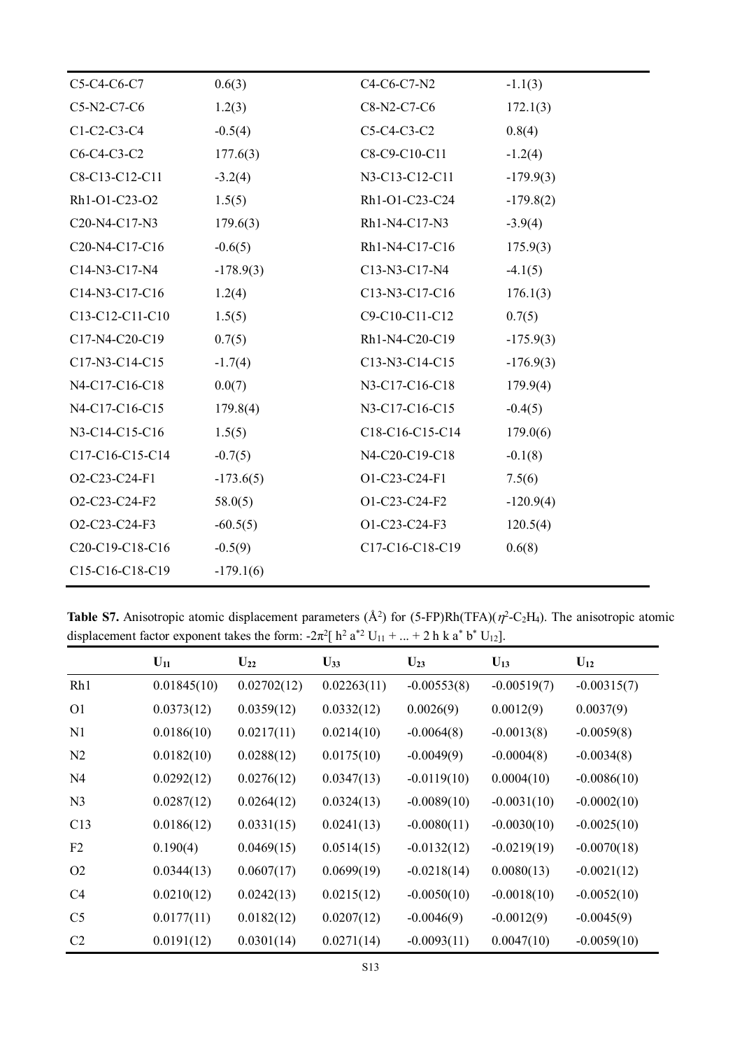| | | | |
|---|---|---|---|
| C5-C4-C6-C7 | 0.6(3) | C4-C6-C7-N2 | -1.1(3) |
| C5-N2-C7-C6 | 1.2(3) | C8-N2-C7-C6 | 172.1(3) |
| C1-C2-C3-C4 | -0.5(4) | C5-C4-C3-C2 | 0.8(4) |
| C6-C4-C3-C2 | 177.6(3) | C8-C9-C10-C11 | -1.2(4) |
| C8-C13-C12-C11 | -3.2(4) | N3-C13-C12-C11 | -179.9(3) |
| Rh1-O1-C23-O2 | 1.5(5) | Rh1-O1-C23-C24 | -179.8(2) |
| C20-N4-C17-N3 | 179.6(3) | Rh1-N4-C17-N3 | -3.9(4) |
| C20-N4-C17-C16 | -0.6(5) | Rh1-N4-C17-C16 | 175.9(3) |
| C14-N3-C17-N4 | -178.9(3) | C13-N3-C17-N4 | -4.1(5) |
| C14-N3-C17-C16 | 1.2(4) | C13-N3-C17-C16 | 176.1(3) |
| C13-C12-C11-C10 | 1.5(5) | C9-C10-C11-C12 | 0.7(5) |
| C17-N4-C20-C19 | 0.7(5) | Rh1-N4-C20-C19 | -175.9(3) |
| C17-N3-C14-C15 | -1.7(4) | C13-N3-C14-C15 | -176.9(3) |
| N4-C17-C16-C18 | 0.0(7) | N3-C17-C16-C18 | 179.9(4) |
| N4-C17-C16-C15 | 179.8(4) | N3-C17-C16-C15 | -0.4(5) |
| N3-C14-C15-C16 | 1.5(5) | C18-C16-C15-C14 | 179.0(6) |
| C17-C16-C15-C14 | -0.7(5) | N4-C20-C19-C18 | -0.1(8) |
| O2-C23-C24-F1 | -173.6(5) | O1-C23-C24-F1 | 7.5(6) |
| O2-C23-C24-F2 | 58.0(5) | O1-C23-C24-F2 | -120.9(4) |
| O2-C23-C24-F3 | -60.5(5) | O1-C23-C24-F3 | 120.5(4) |
| C20-C19-C18-C16 | -0.5(9) | C17-C16-C18-C19 | 0.6(8) |
| C15-C16-C18-C19 | -179.1(6) | | |

**Table S7.** Anisotropic atomic displacement parameters (Å$^2$) for (5-FP)Rh(TFA)($\eta^2$-$C_2H_4$). The anisotropic atomic displacement factor exponent takes the form: $-2\pi^2[ h^2 a^{*2} U_{11} + ... + 2 h k a^* b^* U_{12}]$.

| | $U_{11}$ | $U_{22}$ | $U_{33}$ | $U_{23}$ | $U_{13}$ | $U_{12}$ |
|---|---|---|---|---|---|---|
| Rh1 | 0.01845(10) | 0.02702(12) | 0.02263(11) | -0.00553(8) | -0.00519(7) | -0.00315(7) |
| O1 | 0.0373(12) | 0.0359(12) | 0.0332(12) | 0.0026(9) | 0.0012(9) | 0.0037(9) |
| N1 | 0.0186(10) | 0.0217(11) | 0.0214(10) | -0.0064(8) | -0.0013(8) | -0.0059(8) |
| N2 | 0.0182(10) | 0.0288(12) | 0.0175(10) | -0.0049(9) | -0.0004(8) | -0.0034(8) |
| N4 | 0.0292(12) | 0.0276(12) | 0.0347(13) | -0.0119(10) | 0.0004(10) | -0.0086(10) |
| N3 | 0.0287(12) | 0.0264(12) | 0.0324(13) | -0.0089(10) | -0.0031(10) | -0.0002(10) |
| C13 | 0.0186(12) | 0.0331(15) | 0.0241(13) | -0.0080(11) | -0.0030(10) | -0.0025(10) |
| F2 | 0.190(4) | 0.0469(15) | 0.0514(15) | -0.0132(12) | -0.0219(19) | -0.0070(18) |
| O2 | 0.0344(13) | 0.0607(17) | 0.0699(19) | -0.0218(14) | 0.0080(13) | -0.0021(12) |
| C4 | 0.0210(12) | 0.0242(13) | 0.0215(12) | -0.0050(10) | -0.0018(10) | -0.0052(10) |
| C5 | 0.0177(11) | 0.0182(12) | 0.0207(12) | -0.0046(9) | -0.0012(9) | -0.0045(9) |
| C2 | 0.0191(12) | 0.0301(14) | 0.0271(14) | -0.0093(11) | 0.0047(10) | -0.0059(10) |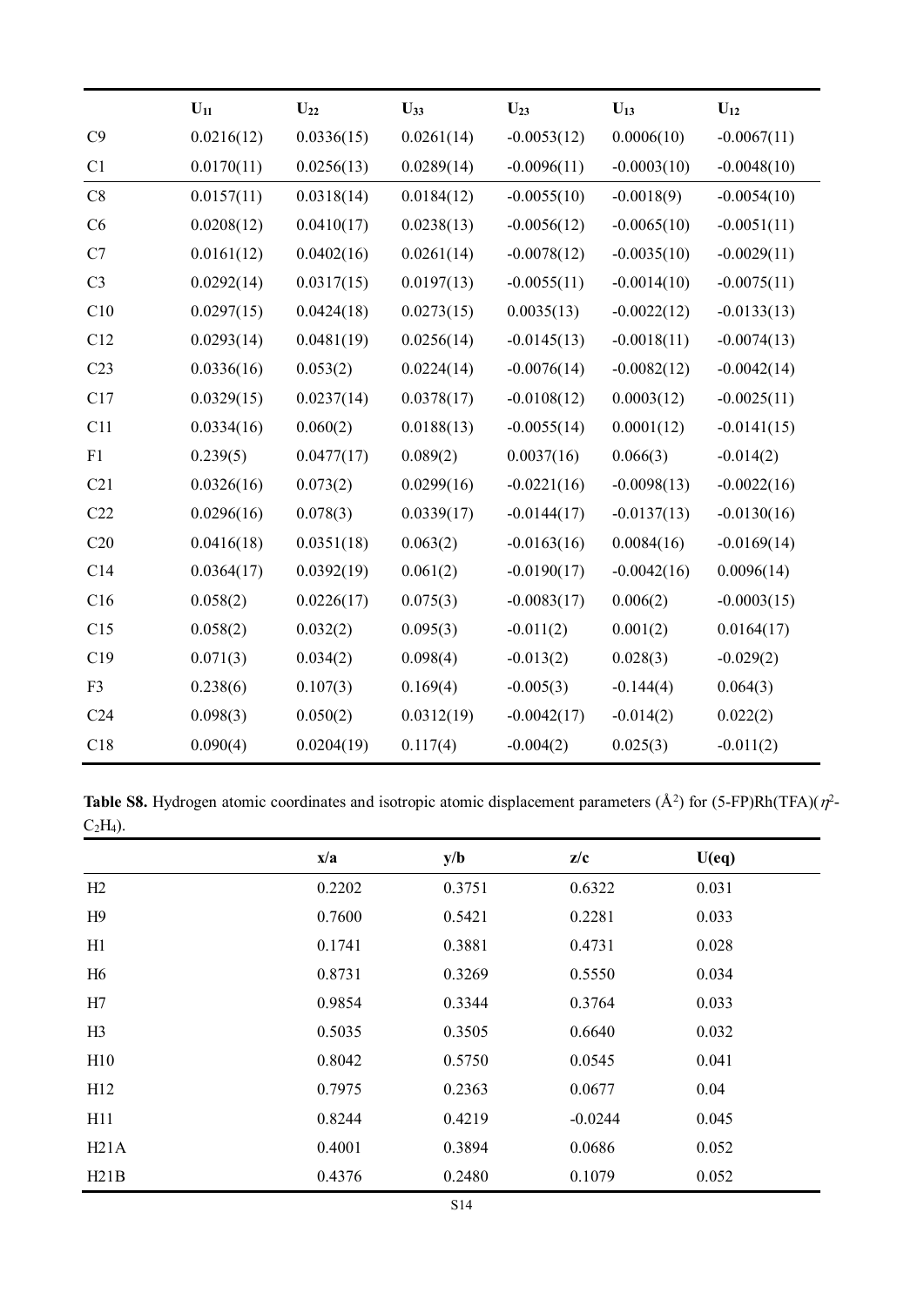|  | $U_{11}$ | $U_{22}$ | $U_{33}$ | $U_{23}$ | $U_{13}$ | $U_{12}$ |
|---|---|---|---|---|---|---|
| C9 | 0.0216(12) | 0.0336(15) | 0.0261(14) | -0.0053(12) | 0.0006(10) | -0.0067(11) |
| C1 | 0.0170(11) | 0.0256(13) | 0.0289(14) | -0.0096(11) | -0.0003(10) | -0.0048(10) |
| C8 | 0.0157(11) | 0.0318(14) | 0.0184(12) | -0.0055(10) | -0.0018(9) | -0.0054(10) |
| C6 | 0.0208(12) | 0.0410(17) | 0.0238(13) | -0.0056(12) | -0.0065(10) | -0.0051(11) |
| C7 | 0.0161(12) | 0.0402(16) | 0.0261(14) | -0.0078(12) | -0.0035(10) | -0.0029(11) |
| C3 | 0.0292(14) | 0.0317(15) | 0.0197(13) | -0.0055(11) | -0.0014(10) | -0.0075(11) |
| C10 | 0.0297(15) | 0.0424(18) | 0.0273(15) | 0.0035(13) | -0.0022(12) | -0.0133(13) |
| C12 | 0.0293(14) | 0.0481(19) | 0.0256(14) | -0.0145(13) | -0.0018(11) | -0.0074(13) |
| C23 | 0.0336(16) | 0.053(2) | 0.0224(14) | -0.0076(14) | -0.0082(12) | -0.0042(14) |
| C17 | 0.0329(15) | 0.0237(14) | 0.0378(17) | -0.0108(12) | 0.0003(12) | -0.0025(11) |
| C11 | 0.0334(16) | 0.060(2) | 0.0188(13) | -0.0055(14) | 0.0001(12) | -0.0141(15) |
| F1 | 0.239(5) | 0.0477(17) | 0.089(2) | 0.0037(16) | 0.066(3) | -0.014(2) |
| C21 | 0.0326(16) | 0.073(2) | 0.0299(16) | -0.0221(16) | -0.0098(13) | -0.0022(16) |
| C22 | 0.0296(16) | 0.078(3) | 0.0339(17) | -0.0144(17) | -0.0137(13) | -0.0130(16) |
| C20 | 0.0416(18) | 0.0351(18) | 0.063(2) | -0.0163(16) | 0.0084(16) | -0.0169(14) |
| C14 | 0.0364(17) | 0.0392(19) | 0.061(2) | -0.0190(17) | -0.0042(16) | 0.0096(14) |
| C16 | 0.058(2) | 0.0226(17) | 0.075(3) | -0.0083(17) | 0.006(2) | -0.0003(15) |
| C15 | 0.058(2) | 0.032(2) | 0.095(3) | -0.011(2) | 0.001(2) | 0.0164(17) |
| C19 | 0.071(3) | 0.034(2) | 0.098(4) | -0.013(2) | 0.028(3) | -0.029(2) |
| F3 | 0.238(6) | 0.107(3) | 0.169(4) | -0.005(3) | -0.144(4) | 0.064(3) |
| C24 | 0.098(3) | 0.050(2) | 0.0312(19) | -0.0042(17) | -0.014(2) | 0.022(2) |
| C18 | 0.090(4) | 0.0204(19) | 0.117(4) | -0.004(2) | 0.025(3) | -0.011(2) |

**Table S8.** Hydrogen atomic coordinates and isotropic atomic displacement parameters ($Å^2$) for (5-FP)Rh(TFA)($\eta^2$-$C_2H_4$).

|  | x/a | y/b | z/c | U(eq) |
|---|---|---|---|---|
| H2 | 0.2202 | 0.3751 | 0.6322 | 0.031 |
| H9 | 0.7600 | 0.5421 | 0.2281 | 0.033 |
| H1 | 0.1741 | 0.3881 | 0.4731 | 0.028 |
| H6 | 0.8731 | 0.3269 | 0.5550 | 0.034 |
| H7 | 0.9854 | 0.3344 | 0.3764 | 0.033 |
| H3 | 0.5035 | 0.3505 | 0.6640 | 0.032 |
| H10 | 0.8042 | 0.5750 | 0.0545 | 0.041 |
| H12 | 0.7975 | 0.2363 | 0.0677 | 0.04 |
| H11 | 0.8244 | 0.4219 | -0.0244 | 0.045 |
| H21A | 0.4001 | 0.3894 | 0.0686 | 0.052 |
| H21B | 0.4376 | 0.2480 | 0.1079 | 0.052 |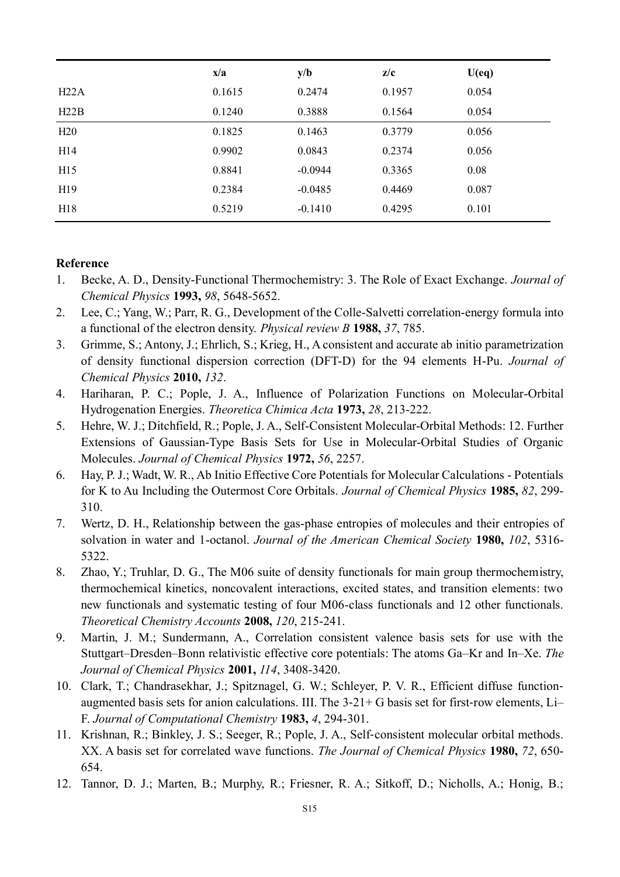|  | x/a | y/b | z/c | U(eq) |
|---|---|---|---|---|
| H22A | 0.1615 | 0.2474 | 0.1957 | 0.054 |
| H22B | 0.1240 | 0.3888 | 0.1564 | 0.054 |
| H20 | 0.1825 | 0.1463 | 0.3779 | 0.056 |
| H14 | 0.9902 | 0.0843 | 0.2374 | 0.056 |
| H15 | 0.8841 | -0.0944 | 0.3365 | 0.08 |
| H19 | 0.2384 | -0.0485 | 0.4469 | 0.087 |
| H18 | 0.5219 | -0.1410 | 0.4295 | 0.101 |

**Reference**

1. Becke, A. D., Density-Functional Thermochemistry: 3. The Role of Exact Exchange. *Journal of Chemical Physics* **1993,** *98*, 5648-5652.
2. Lee, C.; Yang, W.; Parr, R. G., Development of the Colle-Salvetti correlation-energy formula into a functional of the electron density. *Physical review B* **1988,** *37*, 785.
3. Grimme, S.; Antony, J.; Ehrlich, S.; Krieg, H., A consistent and accurate ab initio parametrization of density functional dispersion correction (DFT-D) for the 94 elements H-Pu. *Journal of Chemical Physics* **2010,** *132*.
4. Hariharan, P. C.; Pople, J. A., Influence of Polarization Functions on Molecular-Orbital Hydrogenation Energies. *Theoretica Chimica Acta* **1973,** *28*, 213-222.
5. Hehre, W. J.; Ditchfield, R.; Pople, J. A., Self-Consistent Molecular-Orbital Methods: 12. Further Extensions of Gaussian-Type Basis Sets for Use in Molecular-Orbital Studies of Organic Molecules. *Journal of Chemical Physics* **1972,** *56*, 2257.
6. Hay, P. J.; Wadt, W. R., Ab Initio Effective Core Potentials for Molecular Calculations - Potentials for K to Au Including the Outermost Core Orbitals. *Journal of Chemical Physics* **1985,** *82*, 299-310.
7. Wertz, D. H., Relationship between the gas-phase entropies of molecules and their entropies of solvation in water and 1-octanol. *Journal of the American Chemical Society* **1980,** *102*, 5316-5322.
8. Zhao, Y.; Truhlar, D. G., The M06 suite of density functionals for main group thermochemistry, thermochemical kinetics, noncovalent interactions, excited states, and transition elements: two new functionals and systematic testing of four M06-class functionals and 12 other functionals. *Theoretical Chemistry Accounts* **2008,** *120*, 215-241.
9. Martin, J. M.; Sundermann, A., Correlation consistent valence basis sets for use with the Stuttgart–Dresden–Bonn relativistic effective core potentials: The atoms Ga–Kr and In–Xe. *The Journal of Chemical Physics* **2001,** *114*, 3408-3420.
10. Clark, T.; Chandrasekhar, J.; Spitznagel, G. W.; Schleyer, P. V. R., Efficient diffuse function-augmented basis sets for anion calculations. III. The 3-21+ G basis set for first-row elements, Li–F. *Journal of Computational Chemistry* **1983,** *4*, 294-301.
11. Krishnan, R.; Binkley, J. S.; Seeger, R.; Pople, J. A., Self-consistent molecular orbital methods. XX. A basis set for correlated wave functions. *The Journal of Chemical Physics* **1980,** *72*, 650-654.
12. Tannor, D. J.; Marten, B.; Murphy, R.; Friesner, R. A.; Sitkoff, D.; Nicholls, A.; Honig, B.;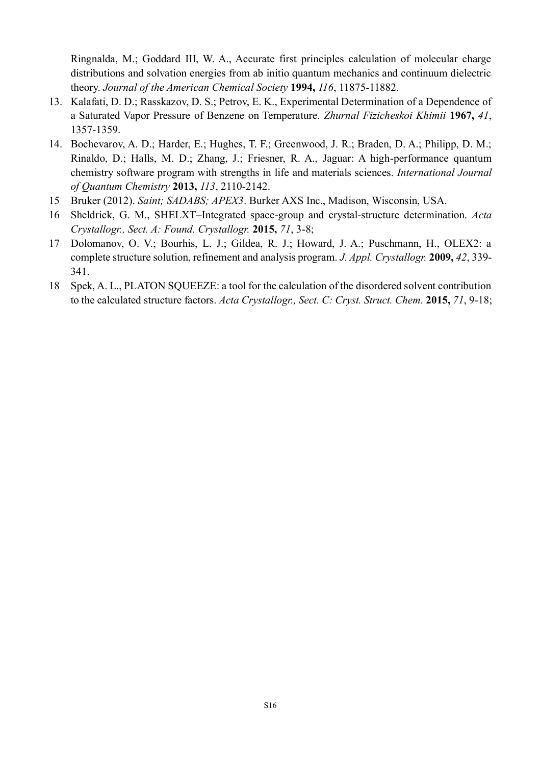Ringnalda, M.; Goddard III, W. A., Accurate first principles calculation of molecular charge distributions and solvation energies from ab initio quantum mechanics and continuum dielectric theory. *Journal of the American Chemical Society* **1994,** *116*, 11875-11882.

13. Kalafati, D. D.; Rasskazov, D. S.; Petrov, E. K., Experimental Determination of a Dependence of a Saturated Vapor Pressure of Benzene on Temperature. *Zhurnal Fizicheskoi Khimii* **1967,** *41*, 1357-1359.
14. Bochevarov, A. D.; Harder, E.; Hughes, T. F.; Greenwood, J. R.; Braden, D. A.; Philipp, D. M.; Rinaldo, D.; Halls, M. D.; Zhang, J.; Friesner, R. A., Jaguar: A high-performance quantum chemistry software program with strengths in life and materials sciences. *International Journal of Quantum Chemistry* **2013,** *113*, 2110-2142.
15. Bruker (2012). *Saint; SADABS; APEX3*. Burker AXS Inc., Madison, Wisconsin, USA.
16. Sheldrick, G. M., SHELXT–Integrated space-group and crystal-structure determination. *Acta Crystallogr., Sect. A: Found. Crystallogr.* **2015,** *71*, 3-8;
17. Dolomanov, O. V.; Bourhis, L. J.; Gildea, R. J.; Howard, J. A.; Puschmann, H., OLEX2: a complete structure solution, refinement and analysis program. *J. Appl. Crystallogr.* **2009,** *42*, 339-341.
18. Spek, A. L., PLATON SQUEEZE: a tool for the calculation of the disordered solvent contribution to the calculated structure factors. *Acta Crystallogr., Sect. C: Cryst. Struct. Chem.* **2015,** *71*, 9-18;